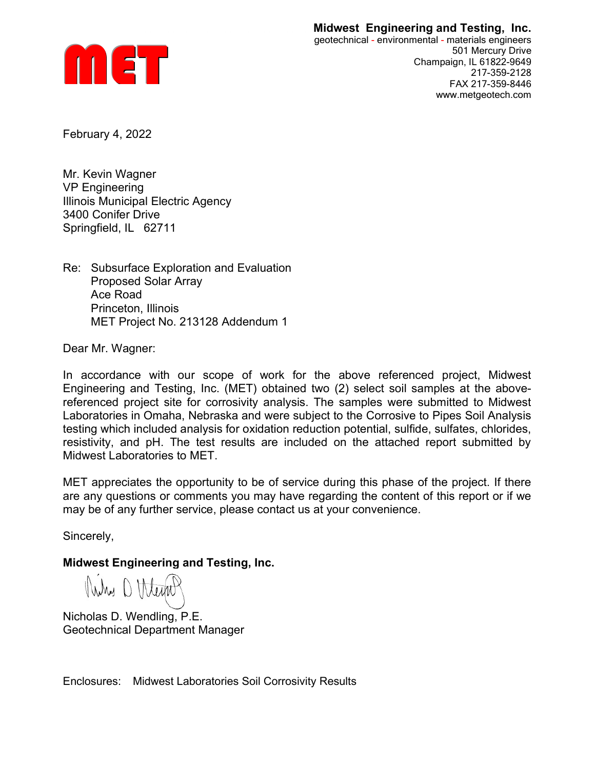**Midwest Engineering and Testing, Inc.**
geotechnical - environmental - materials engineers
501 Mercury Drive
Champaign, IL 61822-9649
217-359-2128
FAX 217-359-8446
www.metgeotech.com

February 4, 2022

Mr. Kevin Wagner
VP Engineering
Illinois Municipal Electric Agency
3400 Conifer Drive
Springfield, IL 62711

Re: Subsurface Exploration and Evaluation
Proposed Solar Array
Ace Road
Princeton, Illinois
MET Project No. 213128 Addendum 1

Dear Mr. Wagner:

In accordance with our scope of work for the above referenced project, Midwest Engineering and Testing, Inc. (MET) obtained two (2) select soil samples at the above-referenced project site for corrosivity analysis. The samples were submitted to Midwest Laboratories in Omaha, Nebraska and were subject to the Corrosive to Pipes Soil Analysis testing which included analysis for oxidation reduction potential, sulfide, sulfates, chlorides, resistivity, and pH. The test results are included on the attached report submitted by Midwest Laboratories to MET.

MET appreciates the opportunity to be of service during this phase of the project. If there are any questions or comments you may have regarding the content of this report or if we may be of any further service, please contact us at your convenience.

Sincerely,

**Midwest Engineering and Testing, Inc.**

Nicholas D. Wendling, P.E.
Geotechnical Department Manager

Enclosures: Midwest Laboratories Soil Corrosivity Results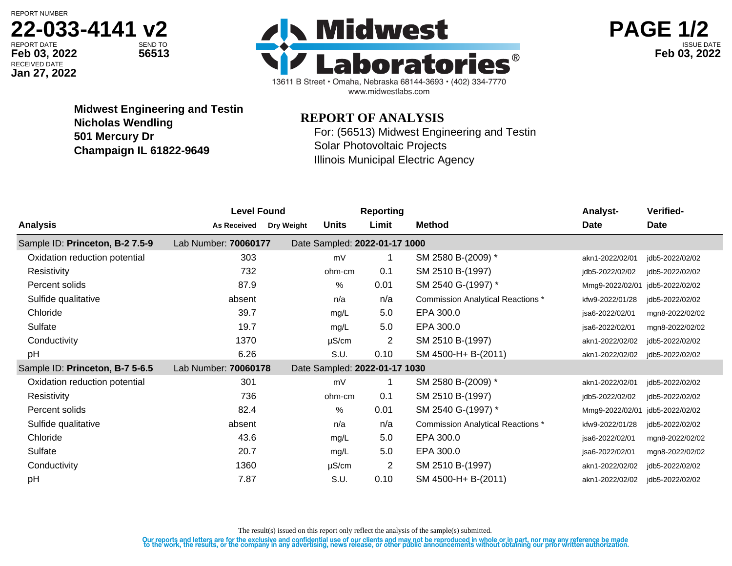REPORT NUMBER
**22-033-4141 v2**
REPORT DATE **Feb 03, 2022**
SEND TO **56513**
RECEIVED DATE **Jan 27, 2022**

# Midwest Laboratories®

13611 B Street • Omaha, Nebraska 68144-3693 • (402) 334-7770
www.midwestlabs.com

ISSUE DATE **Feb 03, 2022**

**Midwest Engineering and Testin**
**Nicholas Wendling**
**501 Mercury Dr**
**Champaign IL 61822-9649**

## REPORT OF ANALYSIS

For: (56513) Midwest Engineering and Testin
Solar Photovoltaic Projects
Illinois Municipal Electric Agency

| | Level Found | | | Reporting | | Analyst- | Verified- |
|---|---|---|---|---|---|---|---|
| **Analysis** | **As Received** | **Dry Weight** | **Units** | **Limit** | **Method** | **Date** | **Date** |
| Sample ID: **Princeton, B-2 7.5-9** | Lab Number: **70060177** | | Date Sampled: **2022-01-17 1000** | | | | |
| Oxidation reduction potential | 303 | | mV | 1 | SM 2580 B-(2009) * | akn1-2022/02/01 | jdb5-2022/02/02 |
| Resistivity | 732 | | ohm-cm | 0.1 | SM 2510 B-(1997) | jdb5-2022/02/02 | jdb5-2022/02/02 |
| Percent solids | 87.9 | | % | 0.01 | SM 2540 G-(1997) * | Mmg9-2022/02/01 | jdb5-2022/02/02 |
| Sulfide qualitative | absent | | n/a | n/a | Commission Analytical Reactions * | kfw9-2022/01/28 | jdb5-2022/02/02 |
| Chloride | 39.7 | | mg/L | 5.0 | EPA 300.0 | jsa6-2022/02/01 | mgn8-2022/02/02 |
| Sulfate | 19.7 | | mg/L | 5.0 | EPA 300.0 | jsa6-2022/02/01 | mgn8-2022/02/02 |
| Conductivity | 1370 | | µS/cm | 2 | SM 2510 B-(1997) | akn1-2022/02/02 | jdb5-2022/02/02 |
| pH | 6.26 | | S.U. | 0.10 | SM 4500-H+ B-(2011) | akn1-2022/02/02 | jdb5-2022/02/02 |
| Sample ID: **Princeton, B-7 5-6.5** | Lab Number: **70060178** | | Date Sampled: **2022-01-17 1030** | | | | |
| Oxidation reduction potential | 301 | | mV | 1 | SM 2580 B-(2009) * | akn1-2022/02/01 | jdb5-2022/02/02 |
| Resistivity | 736 | | ohm-cm | 0.1 | SM 2510 B-(1997) | jdb5-2022/02/02 | jdb5-2022/02/02 |
| Percent solids | 82.4 | | % | 0.01 | SM 2540 G-(1997) * | Mmg9-2022/02/01 | jdb5-2022/02/02 |
| Sulfide qualitative | absent | | n/a | n/a | Commission Analytical Reactions * | kfw9-2022/01/28 | jdb5-2022/02/02 |
| Chloride | 43.6 | | mg/L | 5.0 | EPA 300.0 | jsa6-2022/02/01 | mgn8-2022/02/02 |
| Sulfate | 20.7 | | mg/L | 5.0 | EPA 300.0 | jsa6-2022/02/01 | mgn8-2022/02/02 |
| Conductivity | 1360 | | µS/cm | 2 | SM 2510 B-(1997) | akn1-2022/02/02 | jdb5-2022/02/02 |
| pH | 7.87 | | S.U. | 0.10 | SM 4500-H+ B-(2011) | akn1-2022/02/02 | jdb5-2022/02/02 |

The result(s) issued on this report only reflect the analysis of the sample(s) submitted.

Our reports and letters are for the exclusive and confidential use of our clients and may not be reproduced in whole or in part, nor may any reference be made to the work, the results, or the company in any advertising, news release, or other public announcements without obtaining our prior written authorization.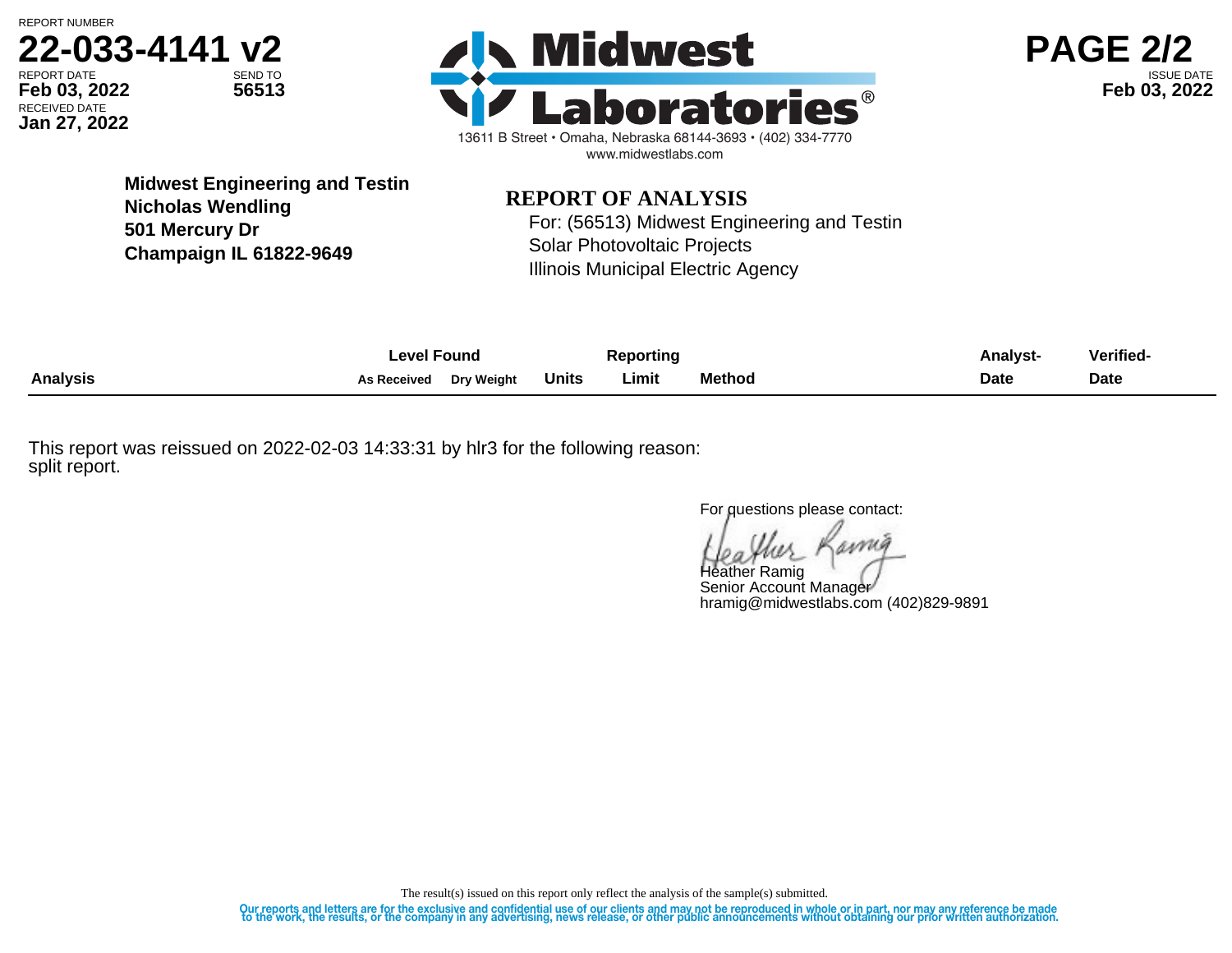REPORT NUMBER
**22-033-4141 v2**
REPORT DATE **Feb 03, 2022**
SEND TO **56513**
RECEIVED DATE **Jan 27, 2022**

# Midwest Laboratories

13611 B Street • Omaha, Nebraska 68144-3693 • (402) 334-7770
www.midwestlabs.com

ISSUE DATE **Feb 03, 2022**

**Midwest Engineering and Testin**
**Nicholas Wendling**
**501 Mercury Dr**
**Champaign IL 61822-9649**

## REPORT OF ANALYSIS

For: (56513) Midwest Engineering and Testin
Solar Photovoltaic Projects
Illinois Municipal Electric Agency

| Analysis | Level Found As Received | Level Found Dry Weight | Units | Reporting Limit | Method | Analyst-Date | Verified-Date |
|---|---|---|---|---|---|---|---|

This report was reissued on 2022-02-03 14:33:31 by hlr3 for the following reason:
split report.

For questions please contact:

Heather Ramig
Senior Account Manager
hramig@midwestlabs.com (402)829-9891

The result(s) issued on this report only reflect the analysis of the sample(s) submitted.

Our reports and letters are for the exclusive and confidential use of our clients and may not be reproduced in whole or in part, nor may any reference be made to the work, the results, or the company in any advertising, news release, or other public announcements without obtaining our prior written authorization.